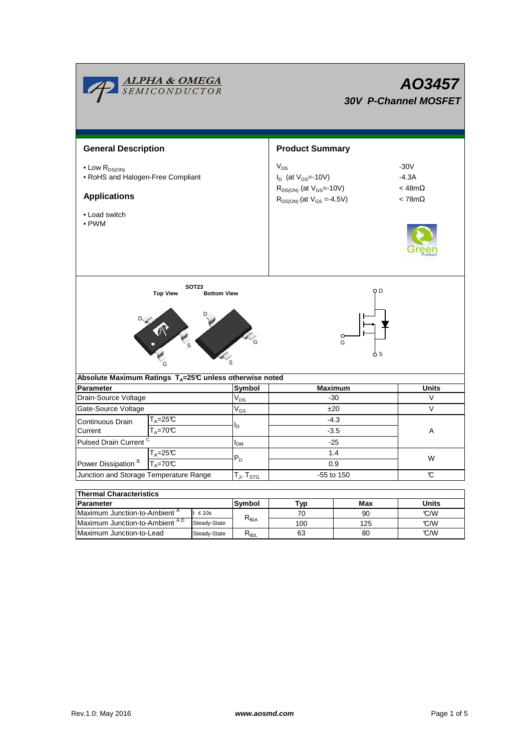# AO3457

## 30V P-Channel MOSFET

## General Description

- Low $R_{DS(ON)}$
- RoHS and Halogen-Free Compliant

## Applications

- Load switch
- PWM

## Product Summary

| | |
|---|---|
| $V_{DS}$ | -30V |
| $I_D$ (at $V_{GS}$=-10V) | -4.3A |
| $R_{DS(ON)}$ (at $V_{GS}$=-10V) | < 48mΩ |
| $R_{DS(ON)}$ (at $V_{GS}$ =-4.5V) | < 78mΩ |

SOT23

Top View Bottom View

## Absolute Maximum Ratings $T_A$=25℃ unless otherwise noted

| Parameter | | Symbol | Maximum | Units |
|---|---|---|---|---|
| Drain-Source Voltage | | $V_{DS}$ | -30 | V |
| Gate-Source Voltage | | $V_{GS}$ | ±20 | V |
| Continuous Drain Current | $T_A$=25℃ | $I_D$ | -4.3 | A |
| | $T_A$=70℃ | | -3.5 | |
| Pulsed Drain Current [C] | | $I_{DM}$ | -25 | |
| Power Dissipation [B] | $T_A$=25℃ | $P_D$ | 1.4 | W |
| | $T_A$=70℃ | | 0.9 | |
| Junction and Storage Temperature Range | | $T_J$, $T_{STG}$ | -55 to 150 | ℃ |

## Thermal Characteristics

| Parameter | | Symbol | Typ | Max | Units |
|---|---|---|---|---|---|
| Maximum Junction-to-Ambient [A] | t ≤ 10s | $R_{\theta JA}$ | 70 | 90 | ℃/W |
| Maximum Junction-to-Ambient [A D] | Steady-State | | 100 | 125 | ℃/W |
| Maximum Junction-to-Lead | Steady-State | $R_{\theta JL}$ | 63 | 80 | ℃/W |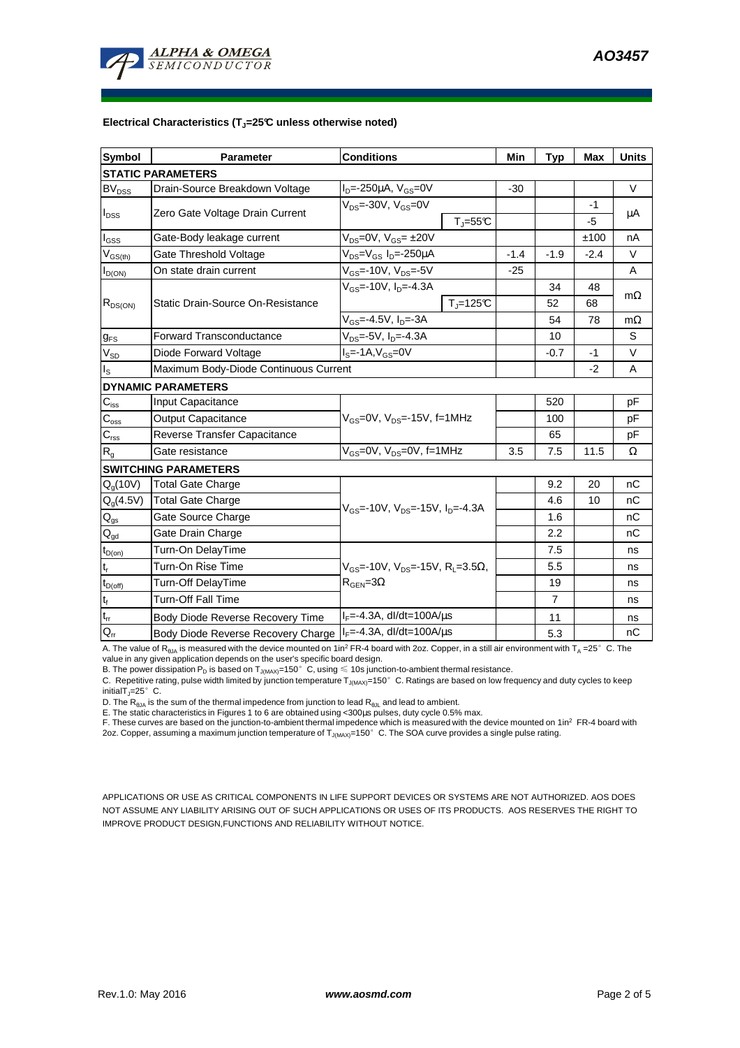**Electrical Characteristics ($T_J$=25°C unless otherwise noted)**

| Symbol | Parameter | Conditions | | Min | Typ | Max | Units |
|---|---|---|---|---|---|---|---|
| **STATIC PARAMETERS** | | | | | | | |
| $BV_{DSS}$ | Drain-Source Breakdown Voltage | $I_D$=-250µA, $V_{GS}$=0V | | -30 | | | V |
| $I_{DSS}$ | Zero Gate Voltage Drain Current | $V_{DS}$=-30V, $V_{GS}$=0V | | | | -1 | µA |
| | | | $T_J$=55°C | | | -5 | |
| $I_{GSS}$ | Gate-Body leakage current | $V_{DS}$=0V, $V_{GS}$= ±20V | | | | ±100 | nA |
| $V_{GS(th)}$ | Gate Threshold Voltage | $V_{DS}$=$V_{GS}$ $I_D$=-250µA | | -1.4 | -1.9 | -2.4 | V |
| $I_{D(ON)}$ | On state drain current | $V_{GS}$=-10V, $V_{DS}$=-5V | | -25 | | | A |
| $R_{DS(ON)}$ | Static Drain-Source On-Resistance | $V_{GS}$=-10V, $I_D$=-4.3A | | | 34 | 48 | mΩ |
| | | | $T_J$=125°C | | 52 | 68 | |
| | | $V_{GS}$=-4.5V, $I_D$=-3A | | | 54 | 78 | mΩ |
| $g_{FS}$ | Forward Transconductance | $V_{DS}$=-5V, $I_D$=-4.3A | | | 10 | | S |
| $V_{SD}$ | Diode Forward Voltage | $I_S$=-1A,$V_{GS}$=0V | | | -0.7 | -1 | V |
| $I_S$ | Maximum Body-Diode Continuous Current | | | | | -2 | A |
| **DYNAMIC PARAMETERS** | | | | | | | |
| $C_{iss}$ | Input Capacitance | $V_{GS}$=0V, $V_{DS}$=-15V, f=1MHz | | | 520 | | pF |
| $C_{oss}$ | Output Capacitance | | | | 100 | | pF |
| $C_{rss}$ | Reverse Transfer Capacitance | | | | 65 | | pF |
| $R_g$ | Gate resistance | $V_{GS}$=0V, $V_{DS}$=0V, f=1MHz | | 3.5 | 7.5 | 11.5 | Ω |
| **SWITCHING PARAMETERS** | | | | | | | |
| $Q_g$(10V) | Total Gate Charge | $V_{GS}$=-10V, $V_{DS}$=-15V, $I_D$=-4.3A | | | 9.2 | 20 | nC |
| $Q_g$(4.5V) | Total Gate Charge | | | | 4.6 | 10 | nC |
| $Q_{gs}$ | Gate Source Charge | | | | 1.6 | | nC |
| $Q_{gd}$ | Gate Drain Charge | | | | 2.2 | | nC |
| $t_{D(on)}$ | Turn-On DelayTime | $V_{GS}$=-10V, $V_{DS}$=-15V, $R_L$=3.5Ω, $R_{GEN}$=3Ω | | | 7.5 | | ns |
| $t_r$ | Turn-On Rise Time | | | | 5.5 | | ns |
| $t_{D(off)}$ | Turn-Off DelayTime | | | | 19 | | ns |
| $t_f$ | Turn-Off Fall Time | | | | 7 | | ns |
| $t_{rr}$ | Body Diode Reverse Recovery Time | $I_F$=-4.3A, dI/dt=100A/µs | | | 11 | | ns |
| $Q_{rr}$ | Body Diode Reverse Recovery Charge | $I_F$=-4.3A, dI/dt=100A/µs | | | 5.3 | | nC |

A. The value of $R_{\theta JA}$ is measured with the device mounted on 1in² FR-4 board with 2oz. Copper, in a still air environment with $T_A$ =25°C. The value in any given application depends on the user's specific board design.
B. The power dissipation $P_D$ is based on $T_{J(MAX)}$=150°C, using ≤ 10s junction-to-ambient thermal resistance.
C. Repetitive rating, pulse width limited by junction temperature $T_{J(MAX)}$=150°C. Ratings are based on low frequency and duty cycles to keep initial $T_J$=25°C.
D. The $R_{\theta JA}$ is the sum of the thermal impedence from junction to lead $R_{\theta JL}$ and lead to ambient.
E. The static characteristics in Figures 1 to 6 are obtained using <300µs pulses, duty cycle 0.5% max.
F. These curves are based on the junction-to-ambient thermal impedence which is measured with the device mounted on 1in² FR-4 board with 2oz. Copper, assuming a maximum junction temperature of $T_{J(MAX)}$=150°C. The SOA curve provides a single pulse rating.

APPLICATIONS OR USE AS CRITICAL COMPONENTS IN LIFE SUPPORT DEVICES OR SYSTEMS ARE NOT AUTHORIZED. AOS DOES NOT ASSUME ANY LIABILITY ARISING OUT OF SUCH APPLICATIONS OR USES OF ITS PRODUCTS. AOS RESERVES THE RIGHT TO IMPROVE PRODUCT DESIGN,FUNCTIONS AND RELIABILITY WITHOUT NOTICE.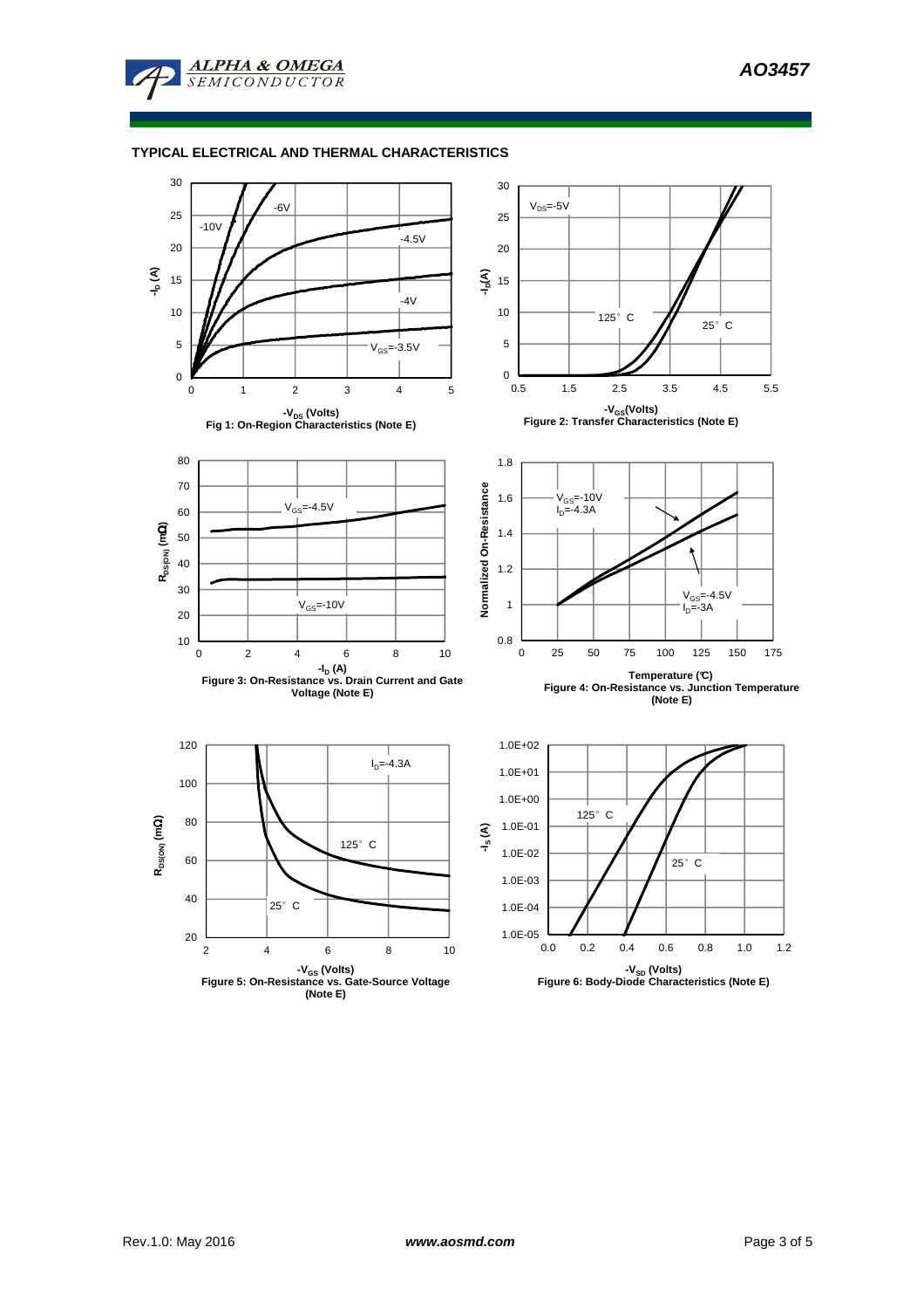## TYPICAL ELECTRICAL AND THERMAL CHARACTERISTICS

$-V_{DS}$ (Volts)

Fig 1: On-Region Characteristics (Note E)

$-V_{GS}$(Volts)

Figure 2: Transfer Characteristics (Note E)

$-I_D$ (A)

Figure 3: On-Resistance vs. Drain Current and Gate Voltage (Note E)

Temperature (°C)

Figure 4: On-Resistance vs. Junction Temperature (Note E)

$-V_{GS}$ (Volts)

Figure 5: On-Resistance vs. Gate-Source Voltage (Note E)

$-V_{SD}$ (Volts)

Figure 6: Body-Diode Characteristics (Note E)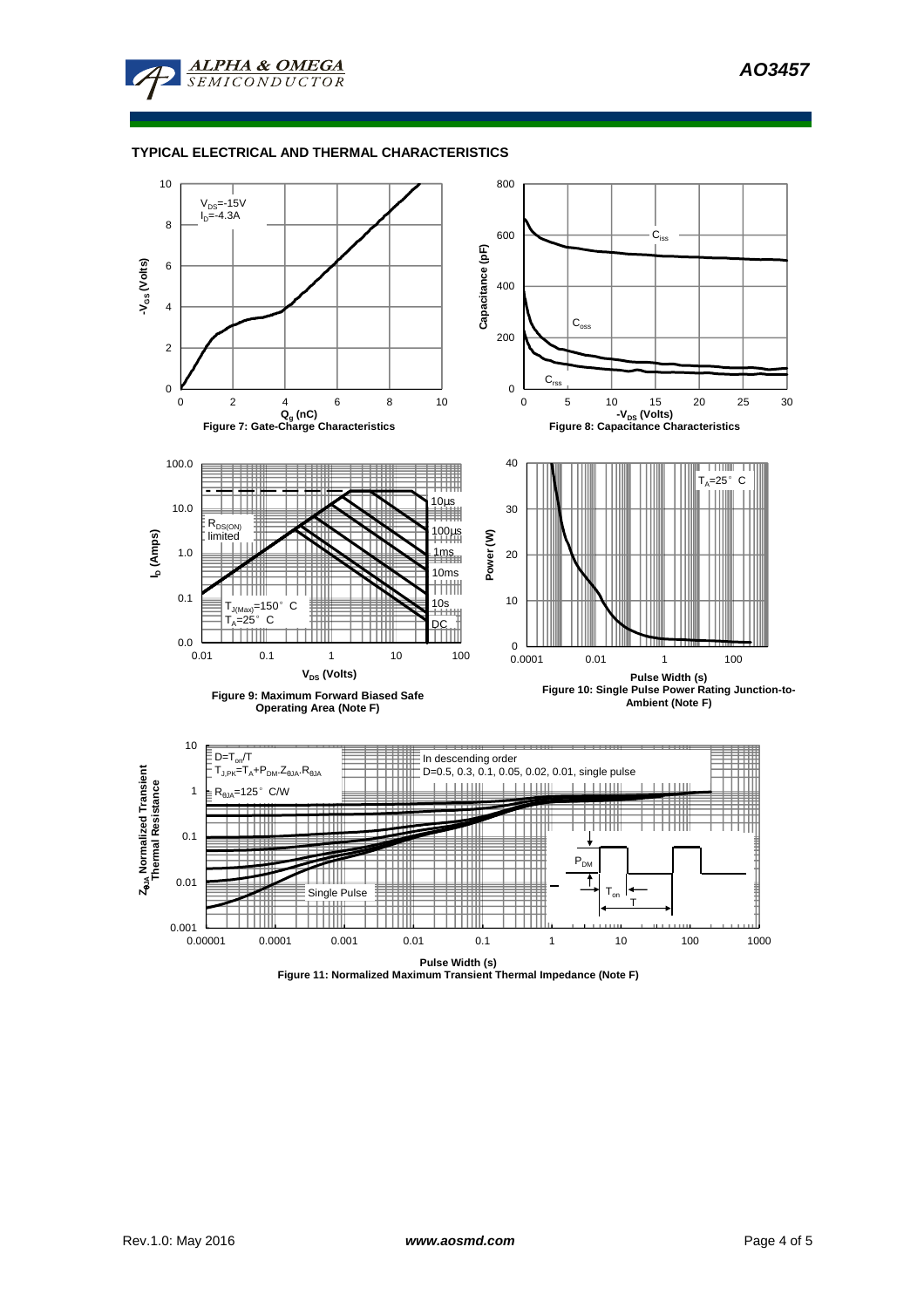## TYPICAL ELECTRICAL AND THERMAL CHARACTERISTICS

$V_{DS}$=-15V
$I_D$=-4.3A

Figure 7: Gate-Charge Characteristics

$C_{iss}$, $C_{oss}$, $C_{rss}$

Figure 8: Capacitance Characteristics

$R_{DS(ON)}$ limited
10µs, 100µs, 1ms, 10ms, 10s, DC
$T_{J(Max)}$=150° C
$T_A$=25° C

Figure 9: Maximum Forward Biased Safe Operating Area (Note F)

$T_A$=25° C

Figure 10: Single Pulse Power Rating Junction-to-Ambient (Note F)

D=$T_{on}$/T
$T_{J,PK}$=$T_A$+$P_{DM}$.$Z_{\theta JA}$.$R_{\theta JA}$
$R_{\theta JA}$=125° C/W

In descending order
D=0.5, 0.3, 0.1, 0.05, 0.02, 0.01, single pulse

Single Pulse

$P_{DM}$, $T_{on}$, T

Figure 11: Normalized Maximum Transient Thermal Impedance (Note F)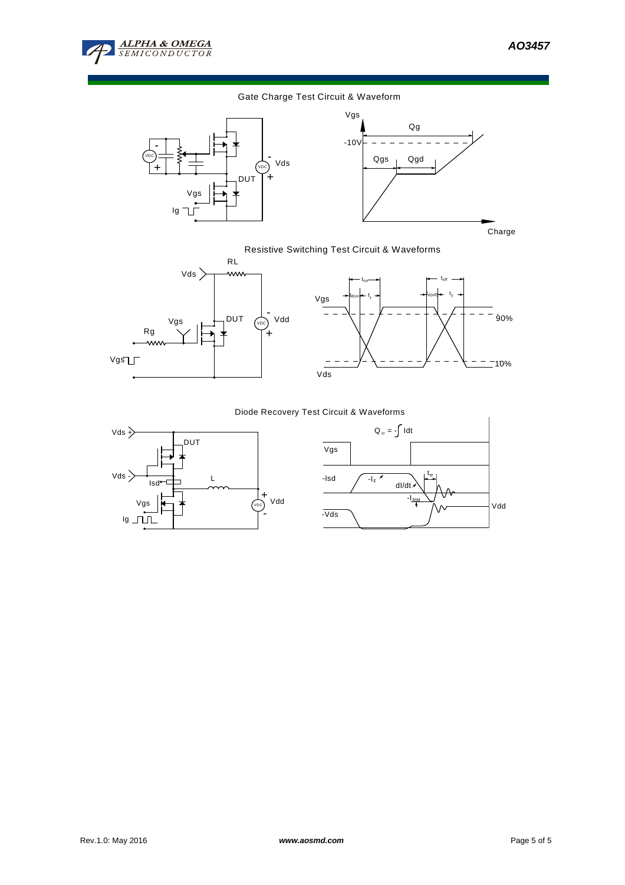## Gate Charge Test Circuit & Waveform

VDC
-
+
Vgs
Ig
DUT
VDC
-
+
Vds

Vgs
Qg
-10V
Qgs
Qgd
Charge

## Resistive Switching Test Circuit & Waveforms

RL
Vds
Vgs
Rg
DUT
VDC
-
+
Vdd
Vgs

$t_{on}$
$t_{d(on)}$
$t_r$
$t_{off}$
$t_{d(off)}$
$t_f$
Vgs
90%
10%
Vds

## Diode Recovery Test Circuit & Waveforms

Vds +
DUT
Vds -
Isd
L
Vgs
Ig
+
VDC
Vdd
-

$Q_{rr} = -\int Idt$
Vgs
-Isd
$-I_F$
dI/dt
$t_{rr}$
$-I_{RM}$
-Vds
Vdd